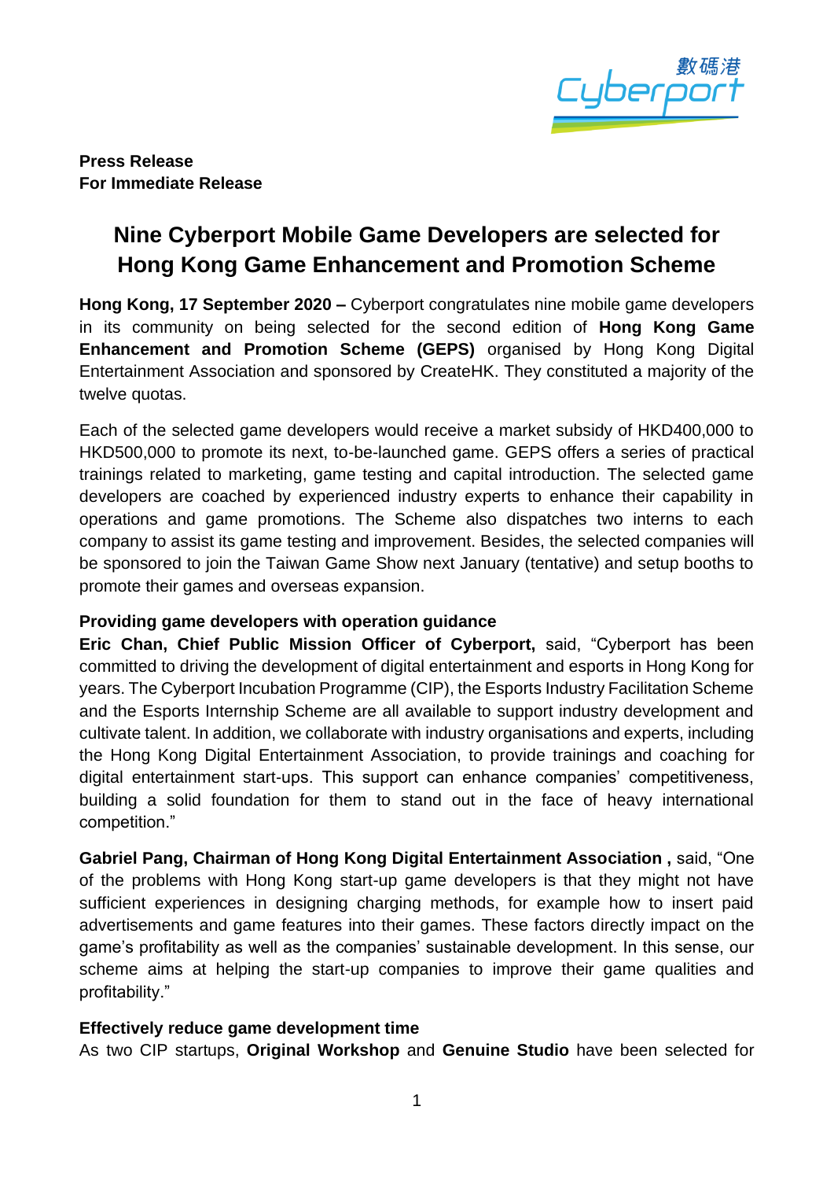**Press Release**
**For Immediate Release**

# Nine Cyberport Mobile Game Developers are selected for Hong Kong Game Enhancement and Promotion Scheme

**Hong Kong, 17 September 2020 –** Cyberport congratulates nine mobile game developers in its community on being selected for the second edition of **Hong Kong Game Enhancement and Promotion Scheme (GEPS)** organised by Hong Kong Digital Entertainment Association and sponsored by CreateHK. They constituted a majority of the twelve quotas.

Each of the selected game developers would receive a market subsidy of HKD400,000 to HKD500,000 to promote its next, to-be-launched game. GEPS offers a series of practical trainings related to marketing, game testing and capital introduction. The selected game developers are coached by experienced industry experts to enhance their capability in operations and game promotions. The Scheme also dispatches two interns to each company to assist its game testing and improvement. Besides, the selected companies will be sponsored to join the Taiwan Game Show next January (tentative) and setup booths to promote their games and overseas expansion.

**Providing game developers with operation guidance**

**Eric Chan, Chief Public Mission Officer of Cyberport,** said, "Cyberport has been committed to driving the development of digital entertainment and esports in Hong Kong for years. The Cyberport Incubation Programme (CIP), the Esports Industry Facilitation Scheme and the Esports Internship Scheme are all available to support industry development and cultivate talent. In addition, we collaborate with industry organisations and experts, including the Hong Kong Digital Entertainment Association, to provide trainings and coaching for digital entertainment start-ups. This support can enhance companies' competitiveness, building a solid foundation for them to stand out in the face of heavy international competition."

**Gabriel Pang, Chairman of Hong Kong Digital Entertainment Association ,** said, "One of the problems with Hong Kong start-up game developers is that they might not have sufficient experiences in designing charging methods, for example how to insert paid advertisements and game features into their games. These factors directly impact on the game's profitability as well as the companies' sustainable development. In this sense, our scheme aims at helping the start-up companies to improve their game qualities and profitability."

**Effectively reduce game development time**

As two CIP startups, **Original Workshop** and **Genuine Studio** have been selected for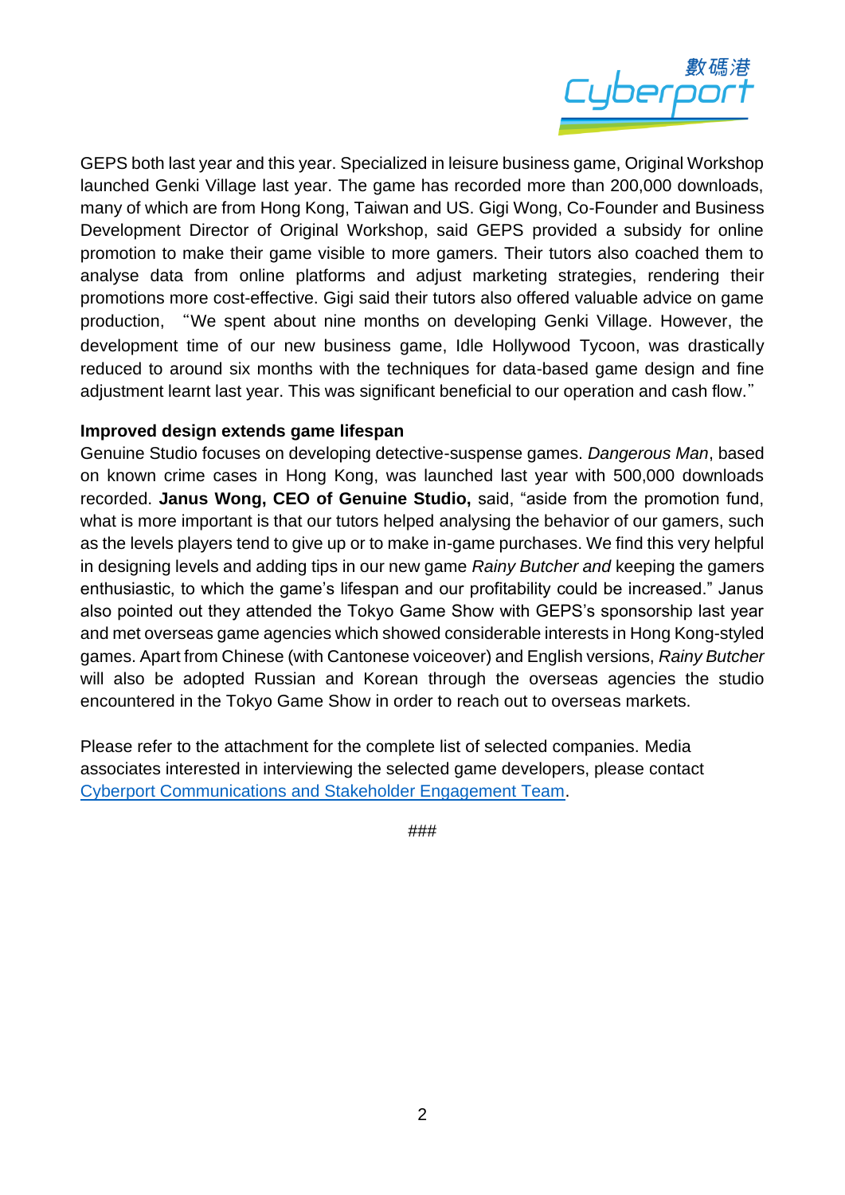GEPS both last year and this year. Specialized in leisure business game, Original Workshop launched Genki Village last year. The game has recorded more than 200,000 downloads, many of which are from Hong Kong, Taiwan and US. Gigi Wong, Co-Founder and Business Development Director of Original Workshop, said GEPS provided a subsidy for online promotion to make their game visible to more gamers. Their tutors also coached them to analyse data from online platforms and adjust marketing strategies, rendering their promotions more cost-effective. Gigi said their tutors also offered valuable advice on game production, "We spent about nine months on developing Genki Village. However, the development time of our new business game, Idle Hollywood Tycoon, was drastically reduced to around six months with the techniques for data-based game design and fine adjustment learnt last year. This was significant beneficial to our operation and cash flow."

**Improved design extends game lifespan**

Genuine Studio focuses on developing detective-suspense games. *Dangerous Man*, based on known crime cases in Hong Kong, was launched last year with 500,000 downloads recorded. **Janus Wong, CEO of Genuine Studio,** said, "aside from the promotion fund, what is more important is that our tutors helped analysing the behavior of our gamers, such as the levels players tend to give up or to make in-game purchases. We find this very helpful in designing levels and adding tips in our new game *Rainy Butcher and* keeping the gamers enthusiastic, to which the game's lifespan and our profitability could be increased." Janus also pointed out they attended the Tokyo Game Show with GEPS's sponsorship last year and met overseas game agencies which showed considerable interests in Hong Kong-styled games. Apart from Chinese (with Cantonese voiceover) and English versions, *Rainy Butcher* will also be adopted Russian and Korean through the overseas agencies the studio encountered in the Tokyo Game Show in order to reach out to overseas markets.

Please refer to the attachment for the complete list of selected companies. Media associates interested in interviewing the selected game developers, please contact [Cyberport Communications and Stakeholder Engagement Team](#).

###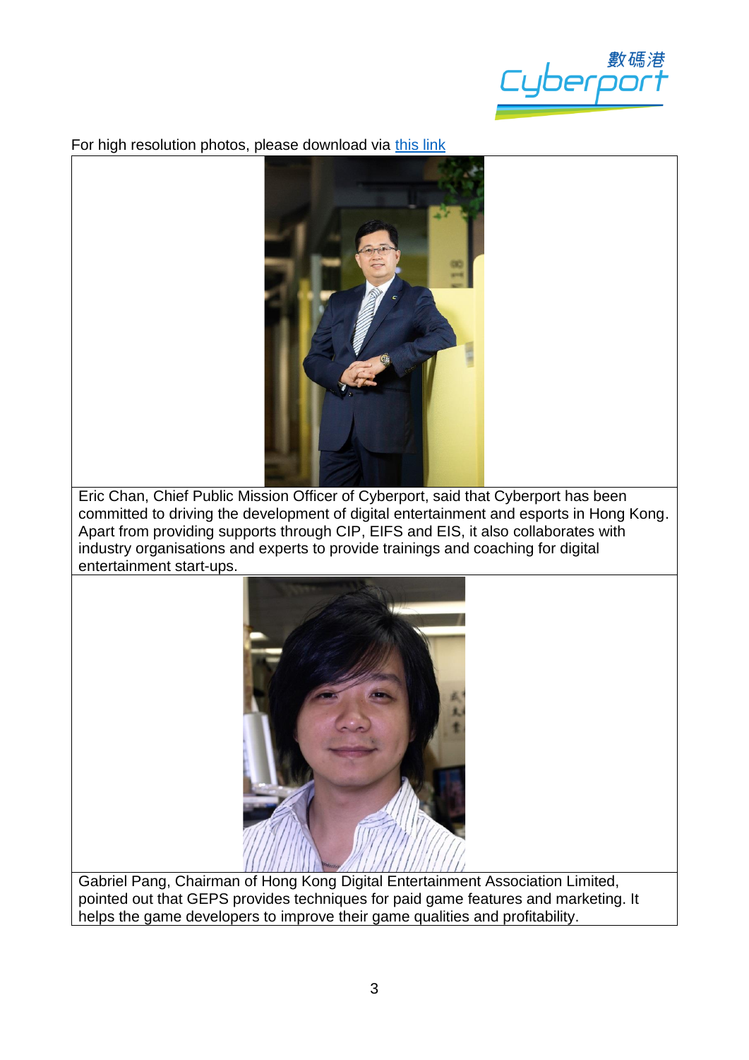For high resolution photos, please download via [this link]

Eric Chan, Chief Public Mission Officer of Cyberport, said that Cyberport has been committed to driving the development of digital entertainment and esports in Hong Kong. Apart from providing supports through CIP, EIFS and EIS, it also collaborates with industry organisations and experts to provide trainings and coaching for digital entertainment start-ups.

Gabriel Pang, Chairman of Hong Kong Digital Entertainment Association Limited, pointed out that GEPS provides techniques for paid game features and marketing. It helps the game developers to improve their game qualities and profitability.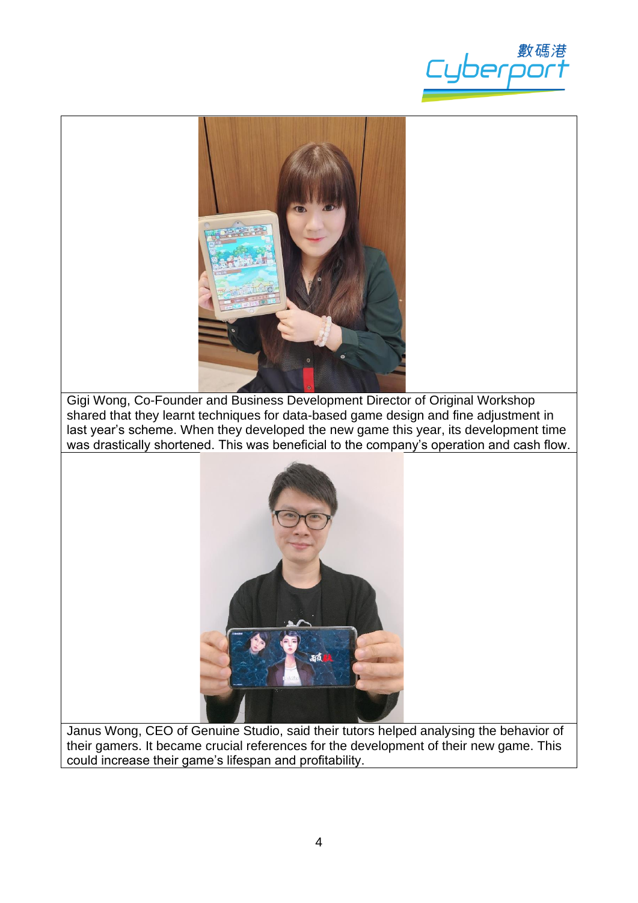Gigi Wong, Co-Founder and Business Development Director of Original Workshop shared that they learnt techniques for data-based game design and fine adjustment in last year's scheme. When they developed the new game this year, its development time was drastically shortened. This was beneficial to the company's operation and cash flow.

Janus Wong, CEO of Genuine Studio, said their tutors helped analysing the behavior of their gamers. It became crucial references for the development of their new game. This could increase their game's lifespan and profitability.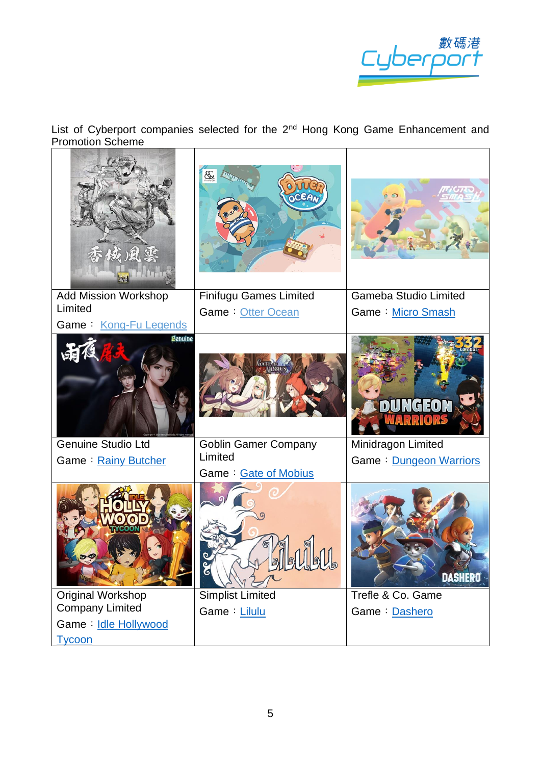List of Cyberport companies selected for the 2nd Hong Kong Game Enhancement and Promotion Scheme

| | | |
|---|---|---|
| Add Mission Workshop Limited<br>Game： Kong-Fu Legends | Finifugu Games Limited<br>Game：Otter Ocean | Gameba Studio Limited<br>Game：Micro Smash |
| Genuine Studio Ltd<br>Game：Rainy Butcher | Goblin Gamer Company Limited<br>Game：Gate of Mobius | Minidragon Limited<br>Game：Dungeon Warriors |
| Original Workshop Company Limited<br>Game：Idle Hollywood Tycoon | Simplist Limited<br>Game：Lilulu | Trefle & Co. Game<br>Game：Dashero |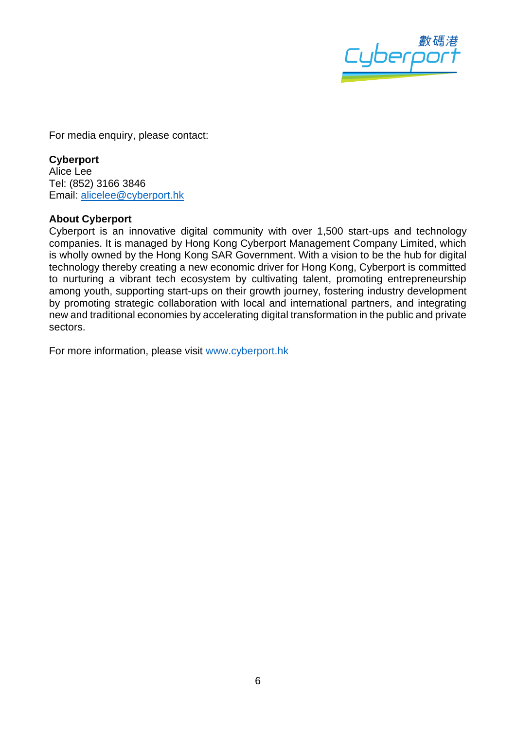For media enquiry, please contact:

**Cyberport**
Alice Lee
Tel: (852) 3166 3846
Email: alicelee@cyberport.hk

**About Cyberport**
Cyberport is an innovative digital community with over 1,500 start-ups and technology companies. It is managed by Hong Kong Cyberport Management Company Limited, which is wholly owned by the Hong Kong SAR Government. With a vision to be the hub for digital technology thereby creating a new economic driver for Hong Kong, Cyberport is committed to nurturing a vibrant tech ecosystem by cultivating talent, promoting entrepreneurship among youth, supporting start-ups on their growth journey, fostering industry development by promoting strategic collaboration with local and international partners, and integrating new and traditional economies by accelerating digital transformation in the public and private sectors.

For more information, please visit www.cyberport.hk